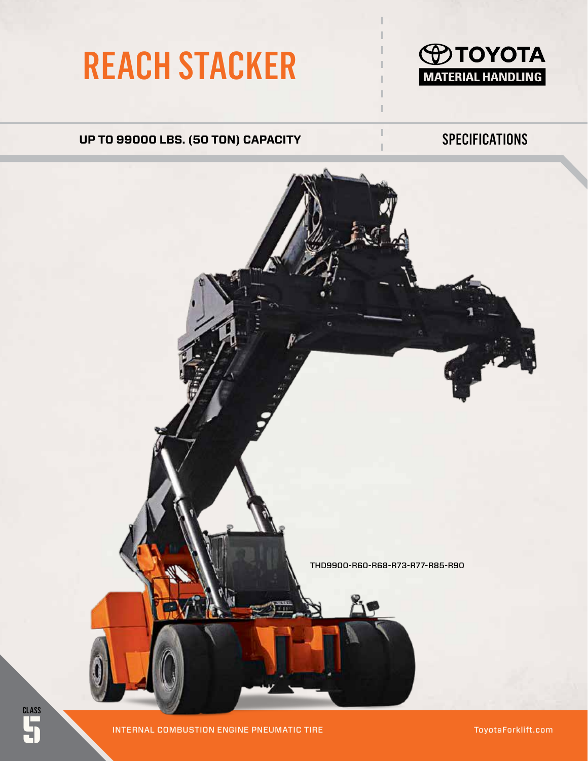# REACH STACKER

TOYOTA MATERIAL HANDLING

**UP TO 99000 LBS. (50 TON) CAPACITY**

SPECIFICATIONS

THD9900-R60-R68-R73-R77-R85-R90

CLASS 5

INTERNAL COMBUSTION ENGINE PNEUMATIC TIRE

ToyotaForklift.com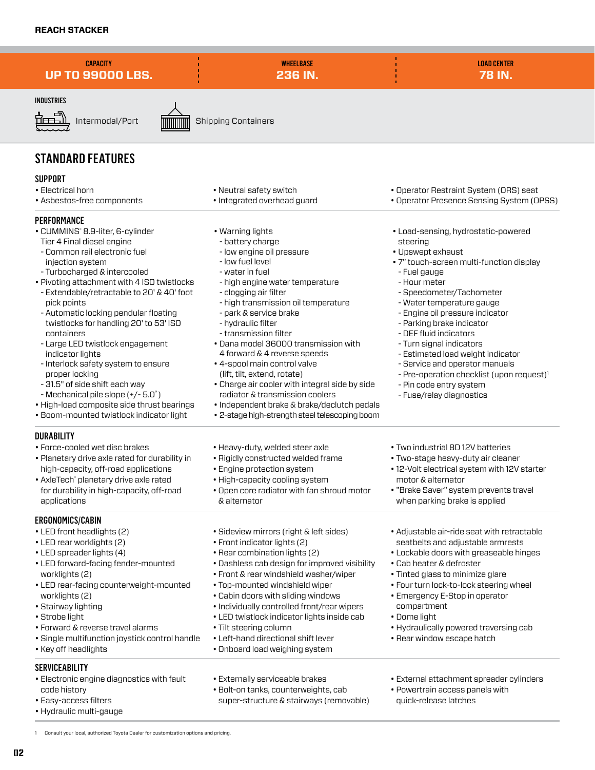## REACH STACKER

**CAPACITY**
**UP TO 99000 LBS.**

**WHEELBASE**
**236 IN.**

**LOAD CENTER**
**78 IN.**

**INDUSTRIES**

Intermodal/Port

Shipping Containers

# STANDARD FEATURES

### SUPPORT

- Electrical horn
- Asbestos-free components
- Neutral safety switch
- Integrated overhead guard
- Operator Restraint System (ORS) seat
- Operator Presence Sensing System (OPSS)

### PERFORMANCE

- CUMMINS® 8.9-liter, 6-cylinder Tier 4 Final diesel engine
  - Common rail electronic fuel injection system
  - Turbocharged & intercooled
- Pivoting attachment with 4 ISO twistlocks
  - Extendable/retractable to 20' & 40' foot pick points
  - Automatic locking pendular floating twistlocks for handling 20' to 53' ISO containers
  - Large LED twistlock engagement indicator lights
  - Interlock safety system to ensure proper locking
  - 31.5" of side shift each way
  - Mechanical pile slope (+/- 5.0˚)
- High-load composite side thrust bearings
- Boom-mounted twistlock indicator light
- Warning lights
  - battery charge
  - low engine oil pressure
  - low fuel level
  - water in fuel
  - high engine water temperature
  - clogging air filter
  - high transmission oil temperature
  - park & service brake
  - hydraulic filter
  - transmission filter
- Dana model 36000 transmission with 4 forward & 4 reverse speeds
- 4-spool main control valve (lift, tilt, extend, rotate)
- Charge air cooler with integral side by side radiator & transmission coolers
- Independent brake & brake/declutch pedals
- 2-stage high-strength steel telescoping boom
- Load-sensing, hydrostatic-powered steering
- Upswept exhaust
- 7" touch-screen multi-function display
  - Fuel gauge
  - Hour meter
  - Speedometer/Tachometer
  - Water temperature gauge
  - Engine oil pressure indicator
  - Parking brake indicator
  - DEF fluid indicators
  - Turn signal indicators
  - Estimated load weight indicator
  - Service and operator manuals
  - Pre-operation checklist (upon request)[1]
  - Pin code entry system
  - Fuse/relay diagnostics

### DURABILITY

- Force-cooled wet disc brakes
- Planetary drive axle rated for durability in high-capacity, off-road applications
- AxleTech® planetary drive axle rated for durability in high-capacity, off-road applications
- Heavy-duty, welded steer axle
- Rigidly constructed welded frame
- Engine protection system
- High-capacity cooling system
- Open core radiator with fan shroud motor & alternator
- Two industrial 8D 12V batteries
- Two-stage heavy-duty air cleaner
- 12-Volt electrical system with 12V starter motor & alternator
- "Brake Saver" system prevents travel when parking brake is applied

### ERGONOMICS/CABIN

- LED front headlights (2)
- LED rear worklights (2)
- LED spreader lights (4)
- LED forward-facing fender-mounted worklights (2)
- LED rear-facing counterweight-mounted worklights (2)
- Stairway lighting
- Strobe light
- Forward & reverse travel alarms
- Single multifunction joystick control handle
- Key off headlights
- Sideview mirrors (right & left sides)
- Front indicator lights (2)
- Rear combination lights (2)
- Dashless cab design for improved visibility
- Front & rear windshield washer/wiper
- Top-mounted windshield wiper
- Cabin doors with sliding windows
- Individually controlled front/rear wipers
- LED twistlock indicator lights inside cab
- Tilt steering column
- Left-hand directional shift lever
- Onboard load weighing system
- Adjustable air-ride seat with retractable seatbelts and adjustable armrests
- Lockable doors with greaseable hinges
- Cab heater & defroster
- Tinted glass to minimize glare
- Four turn lock-to-lock steering wheel
- Emergency E-Stop in operator compartment
- Dome light
- Hydraulically powered traversing cab
- Rear window escape hatch

### SERVICEABILITY

- Electronic engine diagnostics with fault code history
- Easy-access filters
- Hydraulic multi-gauge
- Externally serviceable brakes
- Bolt-on tanks, counterweights, cab super-structure & stairways (removable)
- External attachment spreader cylinders
- Powertrain access panels with quick-release latches

1 Consult your local, authorized Toyota Dealer for customization options and pricing.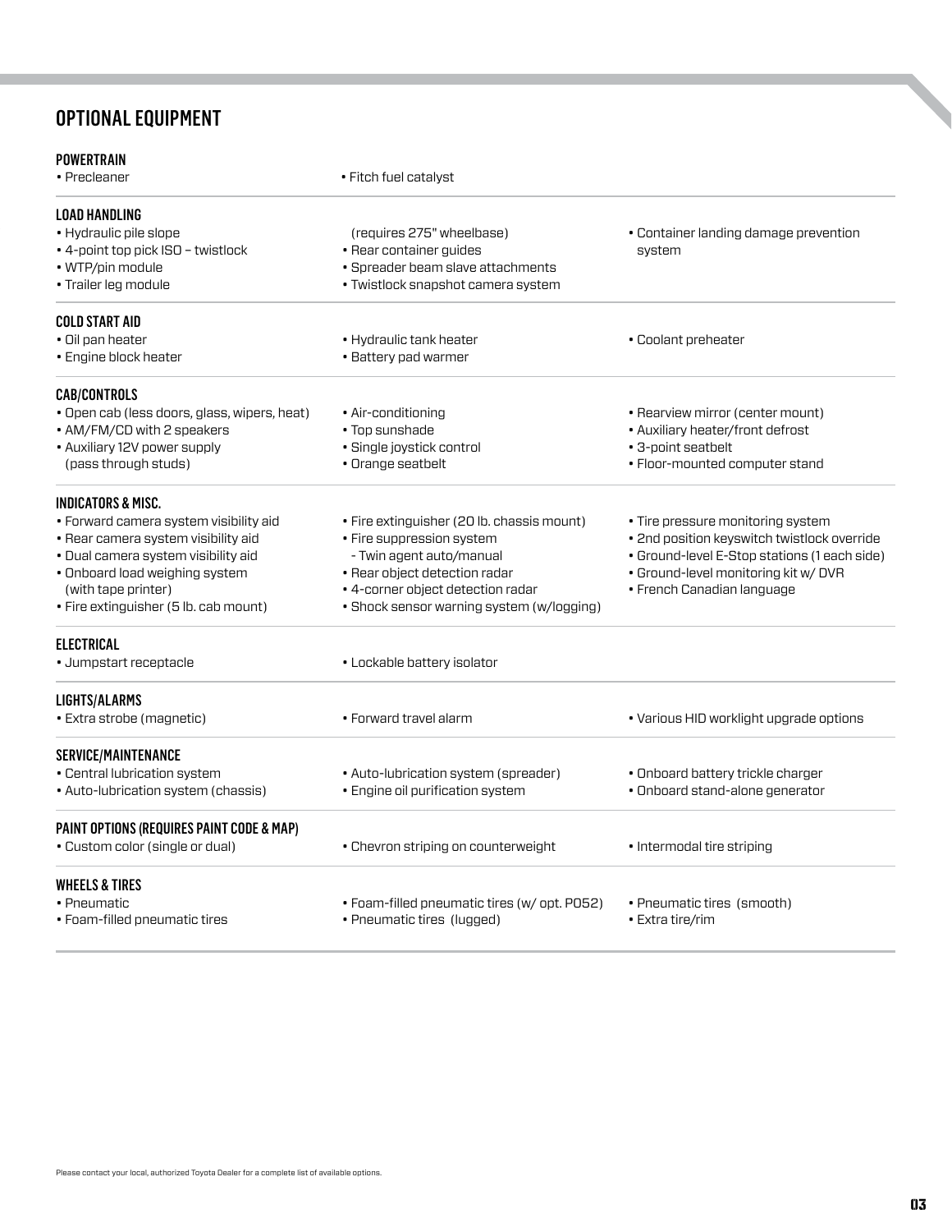# OPTIONAL EQUIPMENT

### POWERTRAIN

- Precleaner
- Fitch fuel catalyst

### LOAD HANDLING

- Hydraulic pile slope (requires 275" wheelbase)
- 4-point top pick ISO – twistlock
- WTP/pin module
- Trailer leg module
- Rear container guides
- Spreader beam slave attachments
- Twistlock snapshot camera system
- Container landing damage prevention system

### COLD START AID

- Oil pan heater
- Engine block heater
- Hydraulic tank heater
- Battery pad warmer
- Coolant preheater

### CAB/CONTROLS

- Open cab (less doors, glass, wipers, heat)
- AM/FM/CD with 2 speakers
- Auxiliary 12V power supply (pass through studs)
- Air-conditioning
- Top sunshade
- Single joystick control
- Orange seatbelt
- Rearview mirror (center mount)
- Auxiliary heater/front defrost
- 3-point seatbelt
- Floor-mounted computer stand

### INDICATORS & MISC.

- Forward camera system visibility aid
- Rear camera system visibility aid
- Dual camera system visibility aid
- Onboard load weighing system (with tape printer)
- Fire extinguisher (5 lb. cab mount)
- Fire extinguisher (20 lb. chassis mount)
- Fire suppression system
  - Twin agent auto/manual
- Rear object detection radar
- 4-corner object detection radar
- Shock sensor warning system (w/logging)
- Tire pressure monitoring system
- 2nd position keyswitch twistlock override
- Ground-level E-Stop stations (1 each side)
- Ground-level monitoring kit w/ DVR
- French Canadian language

### ELECTRICAL

- Jumpstart receptacle
- Lockable battery isolator

### LIGHTS/ALARMS

- Extra strobe (magnetic)
- Forward travel alarm
- Various HID worklight upgrade options

### SERVICE/MAINTENANCE

- Central lubrication system
- Auto-lubrication system (chassis)
- Auto-lubrication system (spreader)
- Engine oil purification system
- Onboard battery trickle charger
- Onboard stand-alone generator

### PAINT OPTIONS (REQUIRES PAINT CODE & MAP)

- Custom color (single or dual)
- Chevron striping on counterweight
- Intermodal tire striping

### WHEELS & TIRES

- Pneumatic
- Foam-filled pneumatic tires
- Foam-filled pneumatic tires (w/ opt. P052)
- Pneumatic tires (lugged)
- Pneumatic tires (smooth)
- Extra tire/rim

Please contact your local, authorized Toyota Dealer for a complete list of available options.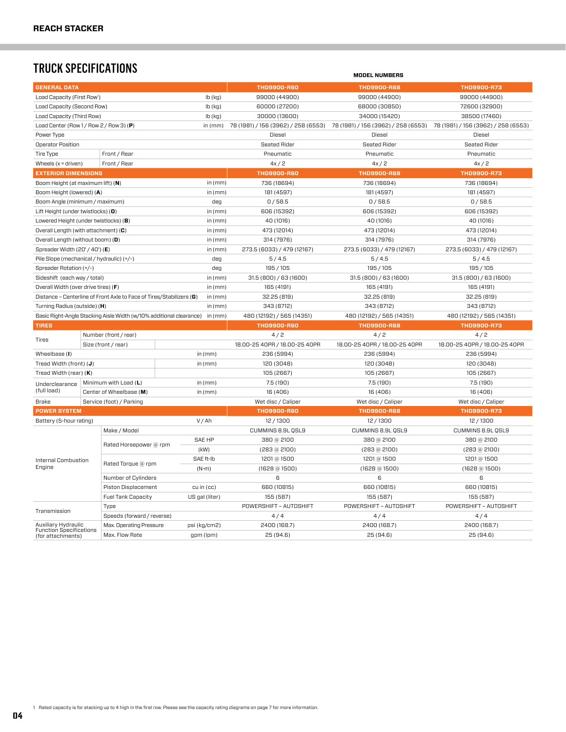# TRUCK SPECIFICATIONS

**MODEL NUMBERS**

| GENERAL DATA | | | THD9900-R60 | THD9900-R68 | THD9900-R73 |
|---|---|---|---|---|---|
| Load Capacity (First Row[1]) | | lb (kg) | 99000 (44900) | 99000 (44900) | 99000 (44900) |
| Load Capacity (Second Row) | | lb (kg) | 60000 (27200) | 68000 (30850) | 72600 (32900) |
| Load Capacity (Third Row) | | lb (kg) | 30000 (13600) | 34000 (15420) | 38500 (17460) |
| Load Center (Row 1 / Row 2 / Row 3) (**P**) | | in (mm) | 78 (1981) / 156 (3962) / 258 (6553) | 78 (1981) / 156 (3962) / 258 (6553) | 78 (1981) / 156 (3962) / 258 (6553) |
| Power Type | | | Diesel | Diesel | Diesel |
| Operator Position | | | Seated Rider | Seated Rider | Seated Rider |
| Tire Type | Front / Rear | | Pneumatic | Pneumatic | Pneumatic |
| Wheels (x = driven) | Front / Rear | | 4x / 2 | 4x / 2 | 4x / 2 |
| **EXTERIOR DIMENSIONS** | | | **THD9900-R60** | **THD9900-R68** | **THD9900-R73** |
| Boom Height (at maximum lift) (**N**) | | in (mm) | 736 (18694) | 736 (18694) | 736 (18694) |
| Boom Height (lowered) (**A**) | | in (mm) | 181 (4597) | 181 (4597) | 181 (4597) |
| Boom Angle (minimum / maximum) | | deg | 0 / 58.5 | 0 / 58.5 | 0 / 58.5 |
| Lift Height (under twistlocks) (**O**) | | in (mm) | 606 (15392) | 606 (15392) | 606 (15392) |
| Lowered Height (under twistlocks) (**B**) | | in (mm) | 40 (1016) | 40 (1016) | 40 (1016) |
| Overall Length (with attachment) (**C**) | | in (mm) | 473 (12014) | 473 (12014) | 473 (12014) |
| Overall Length (without boom) (**D**) | | in (mm) | 314 (7976) | 314 (7976) | 314 (7976) |
| Spreader Width (20' / 40') (**E**) | | in (mm) | 273.5 (6033) / 479 (12167) | 273.5 (6033) / 479 (12167) | 273.5 (6033) / 479 (12167) |
| Pile Slope (mechanical / hydraulic) (+/-) | | deg | 5 / 4.5 | 5 / 4.5 | 5 / 4.5 |
| Spreader Rotation (+/-) | | deg | 195 / 105 | 195 / 105 | 195 / 105 |
| Sideshift (each way / total) | | in (mm) | 31.5 (800) / 63 (1600) | 31.5 (800) / 63 (1600) | 31.5 (800) / 63 (1600) |
| Overall Width (over drive tires) (**F**) | | in (mm) | 165 (4191) | 165 (4191) | 165 (4191) |
| Distance – Centerline of Front Axle to Face of Tires/Stabilizers (**G**) | | in (mm) | 32.25 (819) | 32.25 (819) | 32.25 (819) |
| Turning Radius (outside) (**H**) | | in (mm) | 343 (8712) | 343 (8712) | 343 (8712) |
| Basic Right-Angle Stacking Aisle Width (w/10% additional clearance) | | in (mm) | 480 (12192) / 565 (14351) | 480 (12192) / 565 (14351) | 480 (12192) / 565 (14351) |
| **TIRES** | | | **THD9900-R60** | **THD9900-R68** | **THD9900-R73** |
| Tires | Number (front / rear) | | 4 / 2 | 4 / 2 | 4 / 2 |
| | Size (front / rear) | | 18.00-25 40PR / 18.00-25 40PR | 18.00-25 40PR / 18.00-25 40PR | 18.00-25 40PR / 18.00-25 40PR |
| Wheelbase (**I**) | | in (mm) | 236 (5994) | 236 (5994) | 236 (5994) |
| Tread Width (front) (**J**) | | in (mm) | 120 (3048) | 120 (3048) | 120 (3048) |
| Tread Width (rear) (**K**) | | | 105 (2667) | 105 (2667) | 105 (2667) |
| Underclearance (full load) | Minimum with Load (**L**) | in (mm) | 7.5 (190) | 7.5 (190) | 7.5 (190) |
| | Center of Wheelbase (**M**) | in (mm) | 16 (406) | 16 (406) | 16 (406) |
| Brake | Service (foot) / Parking | | Wet disc / Caliper | Wet disc / Caliper | Wet disc / Caliper |
| **POWER SYSTEM** | | | **THD9900-R60** | **THD9900-R68** | **THD9900-R73** |
| Battery (5-hour rating) | | V / Ah | 12 / 1300 | 12 / 1300 | 12 / 1300 |
| Internal Combustion Engine | Make / Model | | CUMMINS 8.9L QSL9 | CUMMINS 8.9L QSL9 | CUMMINS 8.9L QSL9 |
| | Rated Horsepower @ rpm | SAE HP | 380 @ 2100 | 380 @ 2100 | 380 @ 2100 |
| | | (kW) | (283 @ 2100) | (283 @ 2100) | (283 @ 2100) |
| | Rated Torque @ rpm | SAE ft-lb | 1201 @ 1500 | 1201 @ 1500 | 1201 @ 1500 |
| | | (N-m) | (1628 @ 1500) | (1628 @ 1500) | (1628 @ 1500) |
| | Number of Cylinders | | 6 | 6 | 6 |
| | Piston Displacement | cu in (cc) | 660 (10815) | 660 (10815) | 660 (10815) |
| | Fuel Tank Capacity | US gal (liter) | 155 (587) | 155 (587) | 155 (587) |
| Transmission | Type | | POWERSHIFT – AUTOSHIFT | POWERSHIFT – AUTOSHIFT | POWERSHIFT – AUTOSHIFT |
| | Speeds (forward / reverse) | | 4 / 4 | 4 / 4 | 4 / 4 |
| Auxiliary Hydraulic Function Specifications (for attachments) | Max. Operating Pressure | psi (kg/cm2) | 2400 (168.7) | 2400 (168.7) | 2400 (168.7) |
| | Max. Flow Rate | gpm (lpm) | 25 (94.6) | 25 (94.6) | 25 (94.6) |

1 Rated capacity is for stacking up to 4 high in the first row. Please see the capacity rating diagrams on page 7 for more information.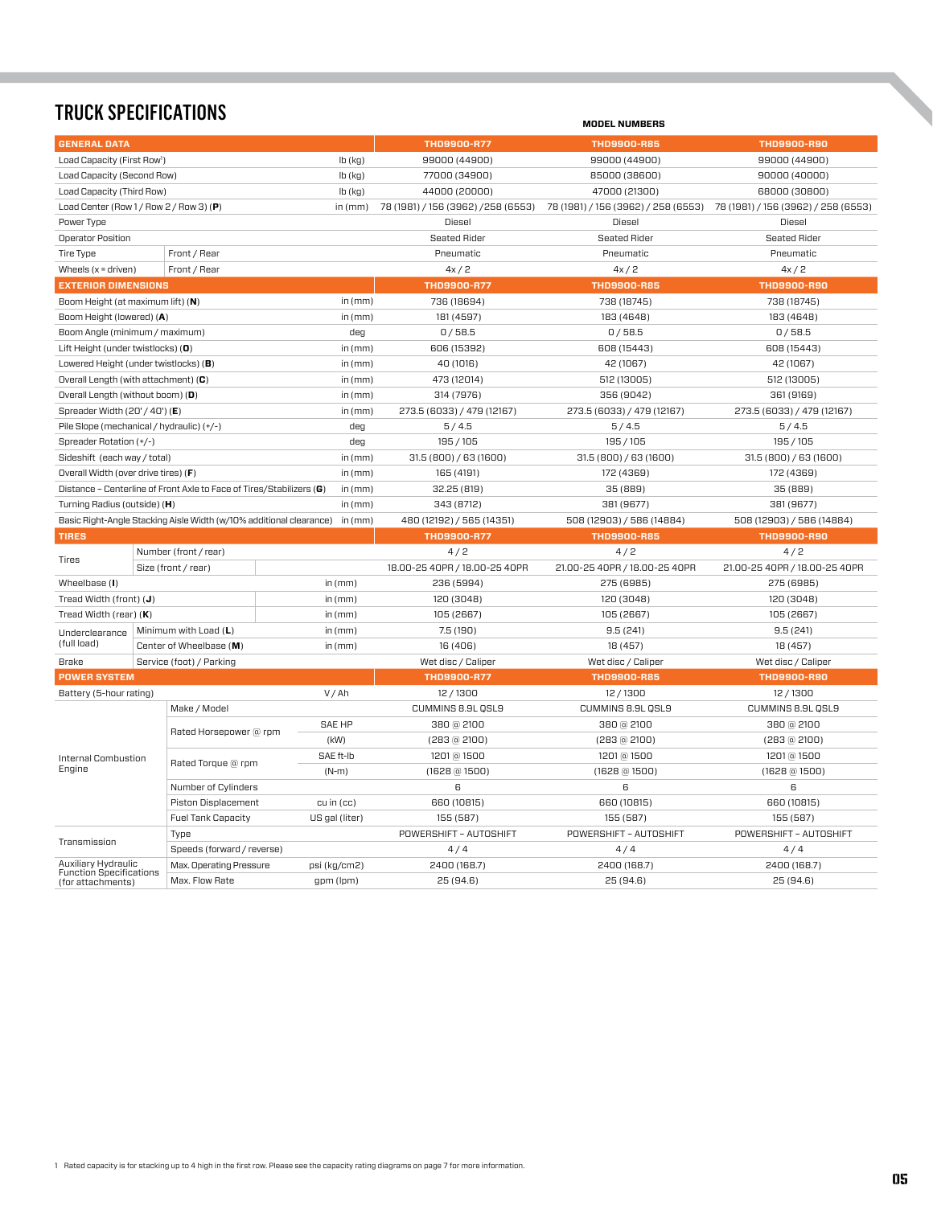# TRUCK SPECIFICATIONS

**MODEL NUMBERS**

| GENERAL DATA | | | THD9900-R77 | THD9900-R85 | THD9900-R90 |
|---|---|---|---|---|---|
| Load Capacity (First Row[1]) | | lb (kg) | 99000 (44900) | 99000 (44900) | 99000 (44900) |
| Load Capacity (Second Row) | | lb (kg) | 77000 (34900) | 85000 (38600) | 90000 (40000) |
| Load Capacity (Third Row) | | lb (kg) | 44000 (20000) | 47000 (21300) | 68000 (30800) |
| Load Center (Row 1 / Row 2 / Row 3) (**P**) | | in (mm) | 78 (1981) / 156 (3962) /258 (6553) | 78 (1981) / 156 (3962) / 258 (6553) | 78 (1981) / 156 (3962) / 258 (6553) |
| Power Type | | | Diesel | Diesel | Diesel |
| Operator Position | | | Seated Rider | Seated Rider | Seated Rider |
| Tire Type | Front / Rear | | Pneumatic | Pneumatic | Pneumatic |
| Wheels (x = driven) | Front / Rear | | 4x / 2 | 4x / 2 | 4x / 2 |
| **EXTERIOR DIMENSIONS** | | | **THD9900-R77** | **THD9900-R85** | **THD9900-R90** |
| Boom Height (at maximum lift) (**N**) | | in (mm) | 736 (18694) | 738 (18745) | 738 (18745) |
| Boom Height (lowered) (**A**) | | in (mm) | 181 (4597) | 183 (4648) | 183 (4648) |
| Boom Angle (minimum / maximum) | | deg | 0 / 58.5 | 0 / 58.5 | 0 / 58.5 |
| Lift Height (under twistlocks) (**O**) | | in (mm) | 606 (15392) | 608 (15443) | 608 (15443) |
| Lowered Height (under twistlocks) (**B**) | | in (mm) | 40 (1016) | 42 (1067) | 42 (1067) |
| Overall Length (with attachment) (**C**) | | in (mm) | 473 (12014) | 512 (13005) | 512 (13005) |
| Overall Length (without boom) (**D**) | | in (mm) | 314 (7976) | 356 (9042) | 361 (9169) |
| Spreader Width (20' / 40') (**E**) | | in (mm) | 273.5 (6033) / 479 (12167) | 273.5 (6033) / 479 (12167) | 273.5 (6033) / 479 (12167) |
| Pile Slope (mechanical / hydraulic) (+/-) | | deg | 5 / 4.5 | 5 / 4.5 | 5 / 4.5 |
| Spreader Rotation (+/-) | | deg | 195 / 105 | 195 / 105 | 195 / 105 |
| Sideshift (each way / total) | | in (mm) | 31.5 (800) / 63 (1600) | 31.5 (800) / 63 (1600) | 31.5 (800) / 63 (1600) |
| Overall Width (over drive tires) (**F**) | | in (mm) | 165 (4191) | 172 (4369) | 172 (4369) |
| Distance – Centerline of Front Axle to Face of Tires/Stabilizers (**G**) | | in (mm) | 32.25 (819) | 35 (889) | 35 (889) |
| Turning Radius (outside) (**H**) | | in (mm) | 343 (8712) | 381 (9677) | 381 (9677) |
| Basic Right-Angle Stacking Aisle Width (w/10% additional clearance) | | in (mm) | 480 (12192) / 565 (14351) | 508 (12903) / 586 (14884) | 508 (12903) / 586 (14884) |
| **TIRES** | | | **THD9900-R77** | **THD9900-R85** | **THD9900-R90** |
| Tires | Number (front / rear) | | 4 / 2 | 4 / 2 | 4 / 2 |
| | Size (front / rear) | | 18.00-25 40PR / 18.00-25 40PR | 21.00-25 40PR / 18.00-25 40PR | 21.00-25 40PR / 18.00-25 40PR |
| Wheelbase (**I**) | | in (mm) | 236 (5994) | 275 (6985) | 275 (6985) |
| Tread Width (front) (**J**) | | in (mm) | 120 (3048) | 120 (3048) | 120 (3048) |
| Tread Width (rear) (**K**) | | in (mm) | 105 (2667) | 105 (2667) | 105 (2667) |
| Underclearance (full load) | Minimum with Load (**L**) | in (mm) | 7.5 (190) | 9.5 (241) | 9.5 (241) |
| | Center of Wheelbase (**M**) | in (mm) | 16 (406) | 18 (457) | 18 (457) |
| Brake | Service (foot) / Parking | | Wet disc / Caliper | Wet disc / Caliper | Wet disc / Caliper |
| **POWER SYSTEM** | | | **THD9900-R77** | **THD9900-R85** | **THD9900-R90** |
| Battery (5-hour rating) | | V / Ah | 12 / 1300 | 12 / 1300 | 12 / 1300 |
| Internal Combustion Engine | Make / Model | | CUMMINS 8.9L QSL9 | CUMMINS 8.9L QSL9 | CUMMINS 8.9L QSL9 |
| | Rated Horsepower @ rpm | SAE HP | 380 @ 2100 | 380 @ 2100 | 380 @ 2100 |
| | | (kW) | (283 @ 2100) | (283 @ 2100) | (283 @ 2100) |
| | Rated Torque @ rpm | SAE ft-lb | 1201 @ 1500 | 1201 @ 1500 | 1201 @ 1500 |
| | | (N-m) | (1628 @ 1500) | (1628 @ 1500) | (1628 @ 1500) |
| | Number of Cylinders | | 6 | 6 | 6 |
| | Piston Displacement | cu in (cc) | 660 (10815) | 660 (10815) | 660 (10815) |
| | Fuel Tank Capacity | US gal (liter) | 155 (587) | 155 (587) | 155 (587) |
| Transmission | Type | | POWERSHIFT – AUTOSHIFT | POWERSHIFT – AUTOSHIFT | POWERSHIFT – AUTOSHIFT |
| | Speeds (forward / reverse) | | 4 / 4 | 4 / 4 | 4 / 4 |
| Auxiliary Hydraulic Function Specifications (for attachments) | Max. Operating Pressure | psi (kg/cm2) | 2400 (168.7) | 2400 (168.7) | 2400 (168.7) |
| | Max. Flow Rate | gpm (lpm) | 25 (94.6) | 25 (94.6) | 25 (94.6) |

1 Rated capacity is for stacking up to 4 high in the first row. Please see the capacity rating diagrams on page 7 for more information.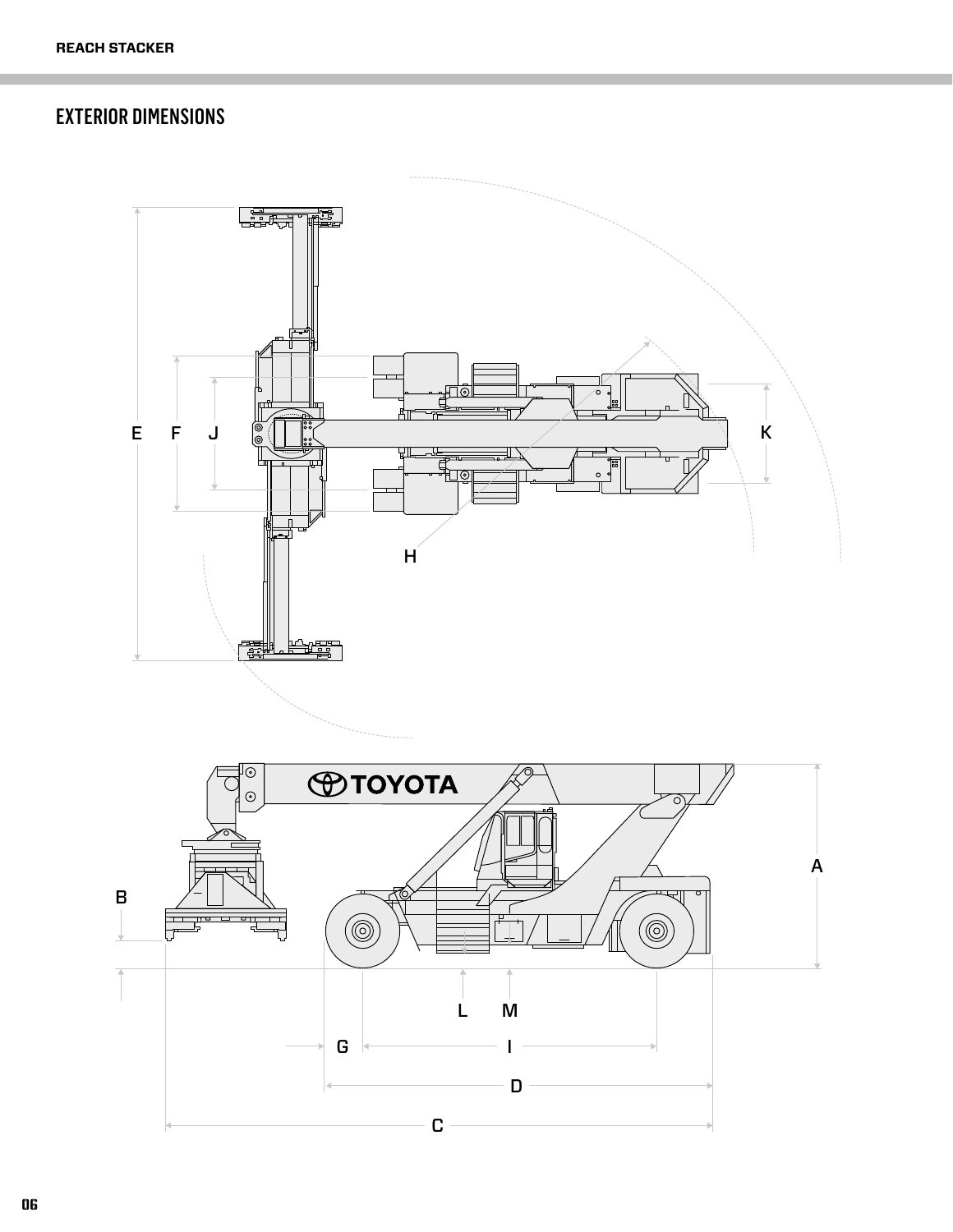## EXTERIOR DIMENSIONS

E F J K H

A B L M G I D C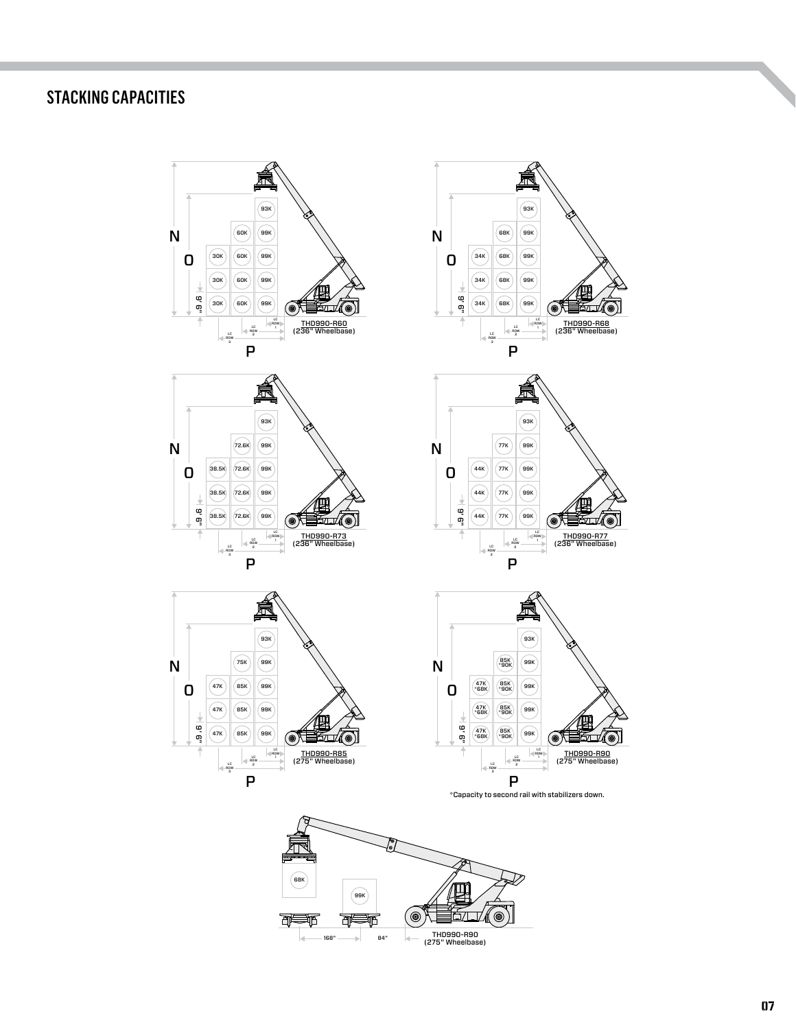## STACKING CAPACITIES

**THD990-R60 (236" Wheelbase)**

| Tier | LC Row 3 | LC Row 2 | LC Row 1 |
|---|---|---|---|
| 5 | | | 93K |
| 4 | | 60K | 99K |
| 3 | 30K | 60K | 99K |
| 2 | 30K | 60K | 99K |
| 1 | 30K | 60K | 99K |

**THD990-R68 (236" Wheelbase)**

| Tier | LC Row 3 | LC Row 2 | LC Row 1 |
|---|---|---|---|
| 5 | | | 93K |
| 4 | | 68K | 99K |
| 3 | 34K | 68K | 99K |
| 2 | 34K | 68K | 99K |
| 1 | 34K | 68K | 99K |

**THD990-R73 (236" Wheelbase)**

| Tier | LC Row 3 | LC Row 2 | LC Row 1 |
|---|---|---|---|
| 5 | | | 93K |
| 4 | | 72.6K | 99K |
| 3 | 38.5K | 72.6K | 99K |
| 2 | 38.5K | 72.6K | 99K |
| 1 | 38.5K | 72.6K | 99K |

**THD990-R77 (236" Wheelbase)**

| Tier | LC Row 3 | LC Row 2 | LC Row 1 |
|---|---|---|---|
| 5 | | | 93K |
| 4 | | 77K | 99K |
| 3 | 44K | 77K | 99K |
| 2 | 44K | 77K | 99K |
| 1 | 44K | 77K | 99K |

**THD990-R85 (275" Wheelbase)**

| Tier | LC Row 3 | LC Row 2 | LC Row 1 |
|---|---|---|---|
| 5 | | | 93K |
| 4 | | 75K | 99K |
| 3 | 47K | 85K | 99K |
| 2 | 47K | 85K | 99K |
| 1 | 47K | 85K | 99K |

**THD990-R90 (275" Wheelbase)**

| Tier | LC Row 3 | LC Row 2 | LC Row 1 |
|---|---|---|---|
| 5 | | | 93K |
| 4 | | 85K *90K | 99K |
| 3 | 47K *68K | 85K *90K | 99K |
| 2 | 47K *68K | 85K *90K | 99K |
| 1 | 47K *68K | 85K *90K | 99K |

*Capacity to second rail with stabilizers down.

Dimensions: N, O, P; 9'6"

**THD990-R90 (275" Wheelbase)**

| Distance | Capacity |
|---|---|
| 84" | 99K |
| 168" | 68K |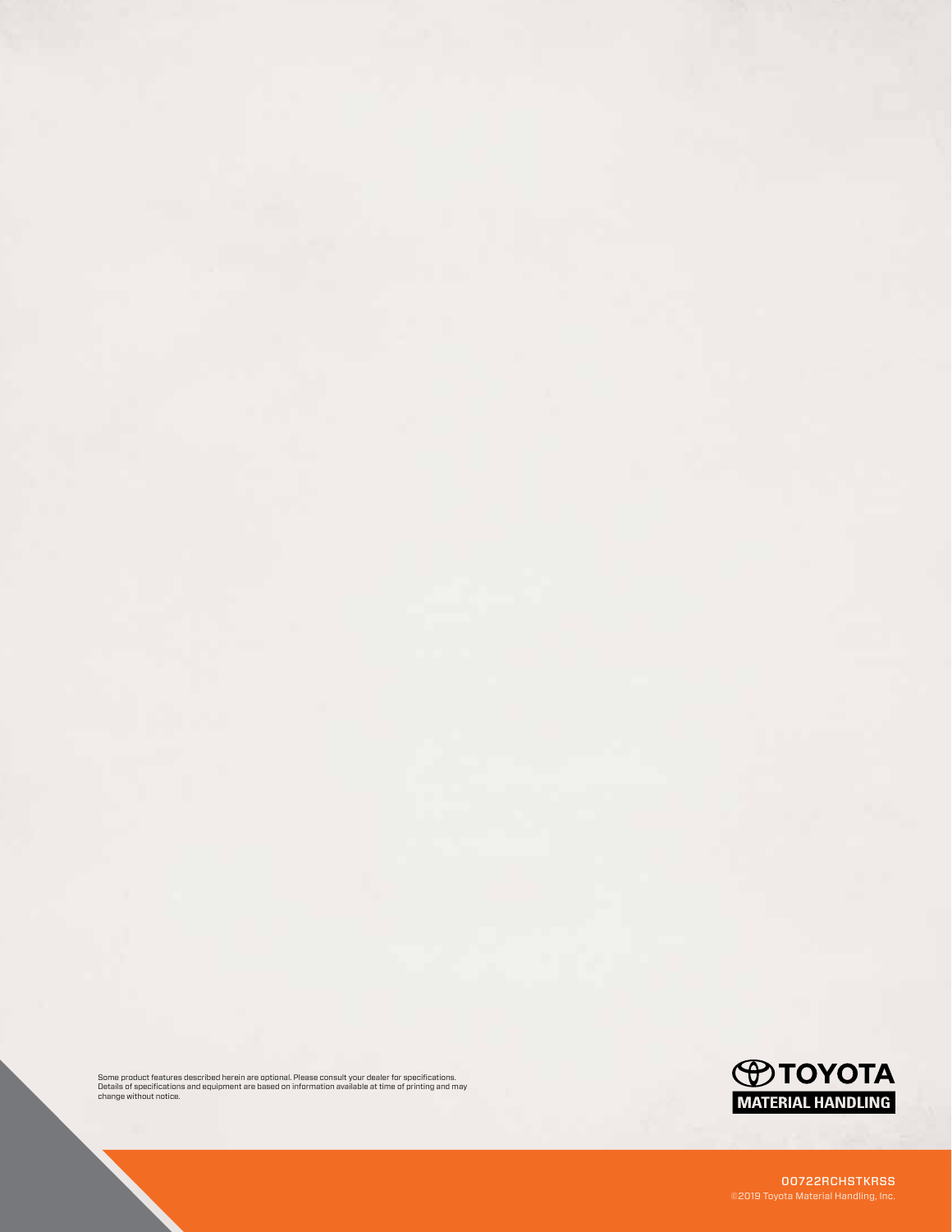Some product features described herein are optional. Please consult your dealer for specifications. Details of specifications and equipment are based on information available at time of printing and may change without notice.

TOYOTA
MATERIAL HANDLING

00722RCHSTKRSS
©2019 Toyota Material Handling, Inc.